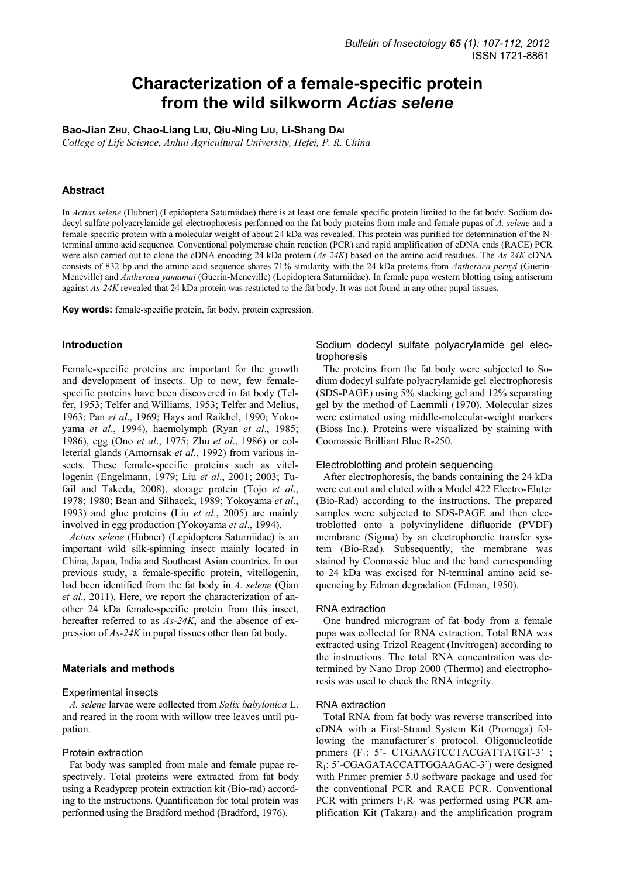# Characterization of a female-specific protein from the wild silkworm *Actias selene*

**Bao-Jian ZHU, Chao-Liang LIU, Qiu-Ning LIU, Li-Shang DAI**

*College of Life Science, Anhui Agricultural University, Hefei, P. R. China*

## Abstract

In *Actias selene* (Hubner) (Lepidoptera Saturniidae) there is at least one female specific protein limited to the fat body. Sodium dodecyl sulfate polyacrylamide gel electrophoresis performed on the fat body proteins from male and female pupas of *A. selene* and a female-specific protein with a molecular weight of about 24 kDa was revealed. This protein was purified for determination of the N-terminal amino acid sequence. Conventional polymerase chain reaction (PCR) and rapid amplification of cDNA ends (RACE) PCR were also carried out to clone the cDNA encoding 24 kDa protein (*As-24K*) based on the amino acid residues. The *As-24K* cDNA consists of 832 bp and the amino acid sequence shares 71% similarity with the 24 kDa proteins from *Antheraea pernyi* (Guerin-Meneville) and *Antheraea yamamai* (Guerin-Meneville) (Lepidoptera Saturniidae). In female pupa western blotting using antiserum against *As-24K* revealed that 24 kDa protein was restricted to the fat body. It was not found in any other pupal tissues.

**Key words:** female-specific protein, fat body, protein expression.

## Introduction

Female-specific proteins are important for the growth and development of insects. Up to now, few female-specific proteins have been discovered in fat body (Telfer, 1953; Telfer and Williams, 1953; Telfer and Melius, 1963; Pan *et al*., 1969; Hays and Raikhel, 1990; Yokoyama *et al*., 1994), haemolymph (Ryan *et al*., 1985; 1986), egg (Ono *et al*., 1975; Zhu *et al*., 1986) or colleterial glands (Amornsak *et al*., 1992) from various insects. These female-specific proteins such as vitellogenin (Engelmann, 1979; Liu *et al*., 2001; 2003; Tufail and Takeda, 2008), storage protein (Tojo *et al*., 1978; 1980; Bean and Silhacek, 1989; Yokoyama *et al*., 1993) and glue proteins (Liu *et al*., 2005) are mainly involved in egg production (Yokoyama *et al*., 1994).

*Actias selene* (Hubner) (Lepidoptera Saturniidae) is an important wild silk-spinning insect mainly located in China, Japan, India and Southeast Asian countries. In our previous study, a female-specific protein, vitellogenin, had been identified from the fat body in *A. selene* (Qian *et al*., 2011). Here, we report the characterization of another 24 kDa female-specific protein from this insect, hereafter referred to as *As-24K*, and the absence of expression of *As-24K* in pupal tissues other than fat body.

## Materials and methods

### Experimental insects

*A. selene* larvae were collected from *Salix babylonica* L. and reared in the room with willow tree leaves until pupation.

### Protein extraction

Fat body was sampled from male and female pupae respectively. Total proteins were extracted from fat body using a Readyprep protein extraction kit (Bio-rad) according to the instructions. Quantification for total protein was performed using the Bradford method (Bradford, 1976).

### Sodium dodecyl sulfate polyacrylamide gel electrophoresis

The proteins from the fat body were subjected to Sodium dodecyl sulfate polyacrylamide gel electrophoresis (SDS-PAGE) using 5% stacking gel and 12% separating gel by the method of Laemmli (1970). Molecular sizes were estimated using middle-molecular-weight markers (Bioss Inc.). Proteins were visualized by staining with Coomassie Brilliant Blue R-250.

### Electroblotting and protein sequencing

After electrophoresis, the bands containing the 24 kDa were cut out and eluted with a Model 422 Electro-Eluter (Bio-Rad) according to the instructions. The prepared samples were subjected to SDS-PAGE and then electroblotted onto a polyvinylidene difluoride (PVDF) membrane (Sigma) by an electrophoretic transfer system (Bio-Rad). Subsequently, the membrane was stained by Coomassie blue and the band corresponding to 24 kDa was excised for N-terminal amino acid sequencing by Edman degradation (Edman, 1950).

### RNA extraction

One hundred microgram of fat body from a female pupa was collected for RNA extraction. Total RNA was extracted using Trizol Reagent (Invitrogen) according to the instructions. The total RNA concentration was determined by Nano Drop 2000 (Thermo) and electrophoresis was used to check the RNA integrity.

### RNA extraction

Total RNA from fat body was reverse transcribed into cDNA with a First-Strand System Kit (Promega) following the manufacturer's protocol. Oligonucleotide primers ($F_1$: 5'- CTGAAGTCCTACGATTATGT-3' ; $R_1$: 5'-CGAGATACCATTGGAAGAC-3') were designed with Primer premier 5.0 software package and used for the conventional PCR and RACE PCR. Conventional PCR with primers $F_1R_1$ was performed using PCR amplification Kit (Takara) and the amplification program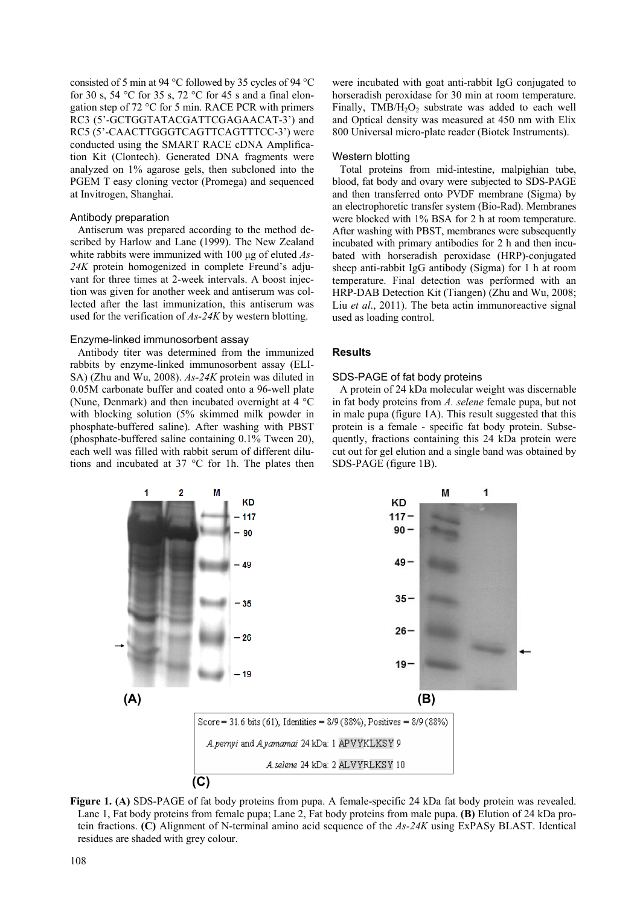consisted of 5 min at 94 °C followed by 35 cycles of 94 °C for 30 s, 54 °C for 35 s, 72 °C for 45 s and a final elongation step of 72 °C for 5 min. RACE PCR with primers RC3 (5'-GCTGGTATACGATTCGAGAACAT-3') and RC5 (5'-CAACTTGGGTCAGTTCAGTTTCC-3') were conducted using the SMART RACE cDNA Amplification Kit (Clontech). Generated DNA fragments were analyzed on 1% agarose gels, then subcloned into the PGEM T easy cloning vector (Promega) and sequenced at Invitrogen, Shanghai.

### Antibody preparation

Antiserum was prepared according to the method described by Harlow and Lane (1999). The New Zealand white rabbits were immunized with 100 μg of eluted *As-24K* protein homogenized in complete Freund's adjuvant for three times at 2-week intervals. A boost injection was given for another week and antiserum was collected after the last immunization, this antiserum was used for the verification of *As-24K* by western blotting.

### Enzyme-linked immunosorbent assay

Antibody titer was determined from the immunized rabbits by enzyme-linked immunosorbent assay (ELISA) (Zhu and Wu, 2008). *As-24K* protein was diluted in 0.05M carbonate buffer and coated onto a 96-well plate (Nune, Denmark) and then incubated overnight at 4 °C with blocking solution (5% skimmed milk powder in phosphate-buffered saline). After washing with PBST (phosphate-buffered saline containing 0.1% Tween 20), each well was filled with rabbit serum of different dilutions and incubated at 37 °C for 1h. The plates then were incubated with goat anti-rabbit IgG conjugated to horseradish peroxidase for 30 min at room temperature. Finally, TMB/$H_2O_2$ substrate was added to each well and Optical density was measured at 450 nm with Elix 800 Universal micro-plate reader (Biotek Instruments).

### Western blotting

Total proteins from mid-intestine, malpighian tube, blood, fat body and ovary were subjected to SDS-PAGE and then transferred onto PVDF membrane (Sigma) by an electrophoretic transfer system (Bio-Rad). Membranes were blocked with 1% BSA for 2 h at room temperature. After washing with PBST, membranes were subsequently incubated with primary antibodies for 2 h and then incubated with horseradish peroxidase (HRP)-conjugated sheep anti-rabbit IgG antibody (Sigma) for 1 h at room temperature. Final detection was performed with an HRP-DAB Detection Kit (Tiangen) (Zhu and Wu, 2008; Liu *et al*., 2011). The beta actin immunoreactive signal used as loading control.

## Results

### SDS-PAGE of fat body proteins

A protein of 24 kDa molecular weight was discernable in fat body proteins from *A. selene* female pupa, but not in male pupa (figure 1A). This result suggested that this protein is a female - specific fat body protein. Subsequently, fractions containing this 24 kDa protein were cut out for gel elution and a single band was obtained by SDS-PAGE (figure 1B).

Score = 31.6 bits (61), Identities = 8/9 (88%), Positives = 8/9 (88%)

*A. pernyi* and *A. yamamai* 24 kDa: 1 APVYKLKSY 9

*A. selene* 24 kDa: 2 ALVYRLKSY 10

**Figure 1. (A)** SDS-PAGE of fat body proteins from pupa. A female-specific 24 kDa fat body protein was revealed. Lane 1, Fat body proteins from female pupa; Lane 2, Fat body proteins from male pupa. **(B)** Elution of 24 kDa protein fractions. **(C)** Alignment of N-terminal amino acid sequence of the *As-24K* using ExPASy BLAST. Identical residues are shaded with grey colour.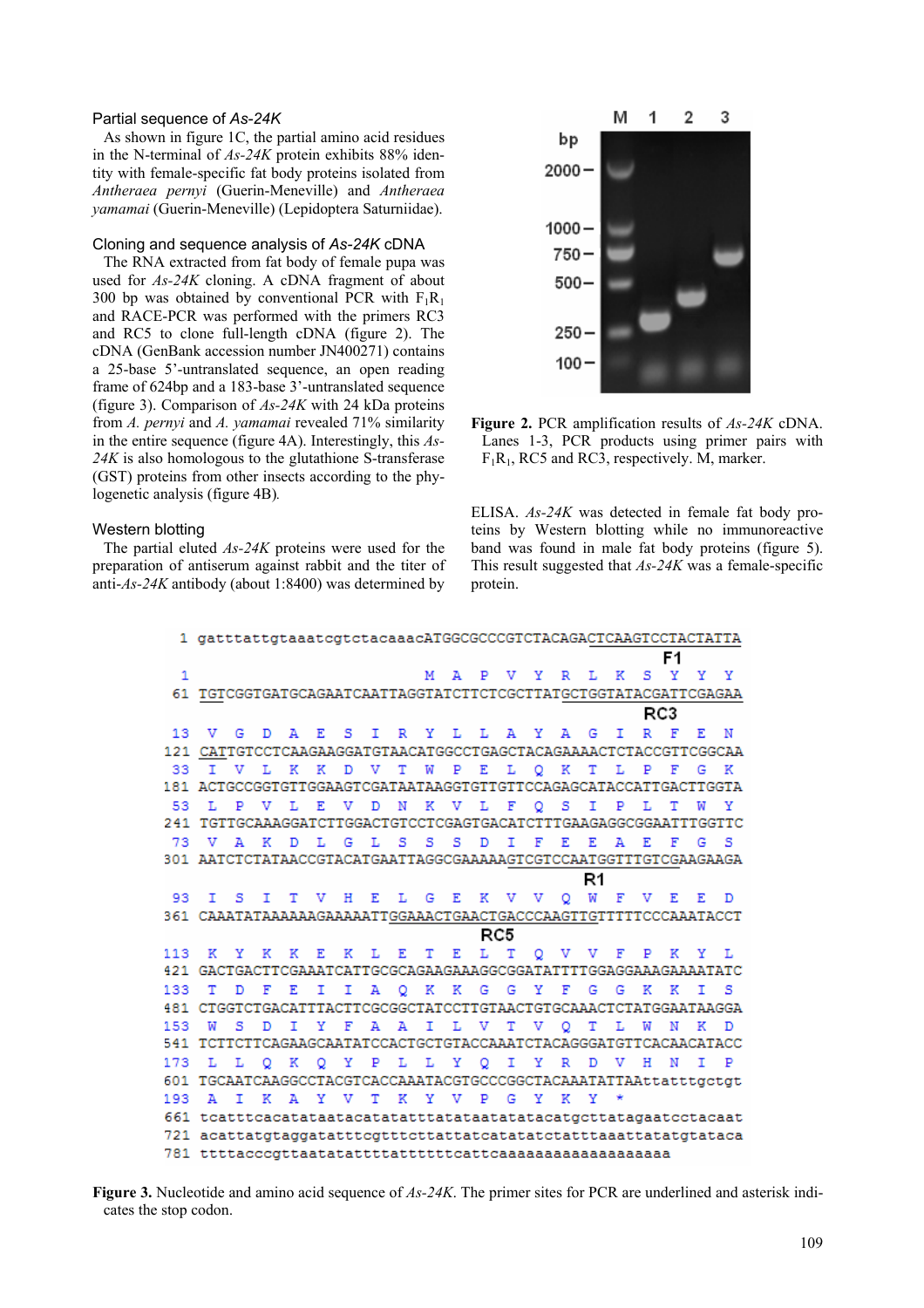### Partial sequence of *As-24K*

As shown in figure 1C, the partial amino acid residues in the N-terminal of *As-24K* protein exhibits 88% identity with female-specific fat body proteins isolated from *Antheraea pernyi* (Guerin-Meneville) and *Antheraea yamamai* (Guerin-Meneville) (Lepidoptera Saturniidae).

### Cloning and sequence analysis of *As-24K* cDNA

The RNA extracted from fat body of female pupa was used for *As-24K* cloning. A cDNA fragment of about 300 bp was obtained by conventional PCR with $F_1R_1$ and RACE-PCR was performed with the primers RC3 and RC5 to clone full-length cDNA (figure 2). The cDNA (GenBank accession number JN400271) contains a 25-base 5'-untranslated sequence, an open reading frame of 624bp and a 183-base 3'-untranslated sequence (figure 3). Comparison of *As-24K* with 24 kDa proteins from *A. pernyi* and *A. yamamai* revealed 71% similarity in the entire sequence (figure 4A). Interestingly, this *As-24K* is also homologous to the glutathione S-transferase (GST) proteins from other insects according to the phylogenetic analysis (figure 4B).

### Western blotting

The partial eluted *As-24K* proteins were used for the preparation of antiserum against rabbit and the titer of anti-*As-24K* antibody (about 1:8400) was determined by ELISA. *As-24K* was detected in female fat body proteins by Western blotting while no immunoreactive band was found in male fat body proteins (figure 5). This result suggested that *As-24K* was a female-specific protein.

**Figure 2.** PCR amplification results of *As-24K* cDNA. Lanes 1-3, PCR products using primer pairs with $F_1R_1$, RC5 and RC3, respectively. M, marker.

```
1   gatttattgtaaatcgtctacaaacATGGCGCCCGTCTACAGACTCAAGTCCTACTATTA
                                                      F1
1                            M  A  P  V  Y  R  L  K  S  Y  Y  Y
61  TGTCGGTGATGCAGAATCAATTAGGTATCTTCTCGCTTATGCTGGTATACGATTCGAGAA
                                              RC3
13  V  G  D  A  E  S  I  R  Y  L  L  A  Y  A  G  I  R  F  E  N
121 CATTGTCCTCAAGAAGGATGTAACATGGCCTGAGCTACAGAAAACTCTACCGTTCGGCAA
33  I  V  L  K  K  D  V  T  W  P  E  L  Q  K  T  L  P  F  G  K
181 ACTGCCGGTGTTGGAAGTCGATAATAAGGTGTTGTTCCAGAGCATACCATTGACTTGGTA
53  L  P  V  L  E  V  D  N  K  V  L  F  Q  S  I  P  L  T  W  Y
241 TGTTGCAAAGGATCTTGGACTGTCCTCGAGTGACATCTTTGAAGAGGCGGAATTTGGTTC
73  V  A  K  D  L  G  L  S  S  S  D  I  F  E  E  A  E  F  G  S
301 AATCTCTATAACCGTACATGAATTAGGCGAAAAAGTCGTCCAATGGTTTGTCGAAGAAGA
                                             R1
93  I  S  I  T  V  H  E  L  G  E  K  V  V  Q  W  F  V  E  E  D
361 CAAATATAAAAAAGAAAAATTGGAAACTGAACTGACCCAAGTTGTTTTTCCCAAATACCT
                                 RC5
113 K  Y  K  K  E  K  L  E  T  E  L  T  Q  V  V  F  P  K  Y  L
421 GACTGACTTCGAAATCATTGCGCAGAAGAAAGGCGGATATTTTGGAGGAAAGAAAATATC
133 T  D  F  E  I  I  A  Q  K  K  G  G  Y  F  G  G  K  K  I  S
481 CTGGTCTGACATTTACTTCGCGGCTATCCTTGTAACTGTGCAAACTCTATGGAATAAGGA
153 W  S  D  I  Y  F  A  A  I  L  V  T  V  Q  T  L  W  N  K  D
541 TCTTCTTCAGAAGCAATATCCACTGCTGTACCAAATCTACAGGGATGTTCACAACATACC
173 L  L  Q  K  Q  Y  P  L  L  Y  Q  I  Y  R  D  V  H  N  I  P
601 TGCAATCAAGGCCTACGTCACCAAATACGTGCCCGGCTACAAATATTAAttatttgctgt
193 A  I  K  A  Y  V  T  K  Y  V  P  G  Y  K  Y  *
661 tcatttcacatataatacatatatttatataatatatacatgcttatagaatcctacaat
721 acatttatgtaggatatttcgtttcttattatcatatatctatttaaattatatgtataca
781 ttttacccgttaatatattttatttttttcattcaaaaaaaaaaaaaaaaaaa
```

**Figure 3.** Nucleotide and amino acid sequence of *As-24K*. The primer sites for PCR are underlined and asterisk indicates the stop codon.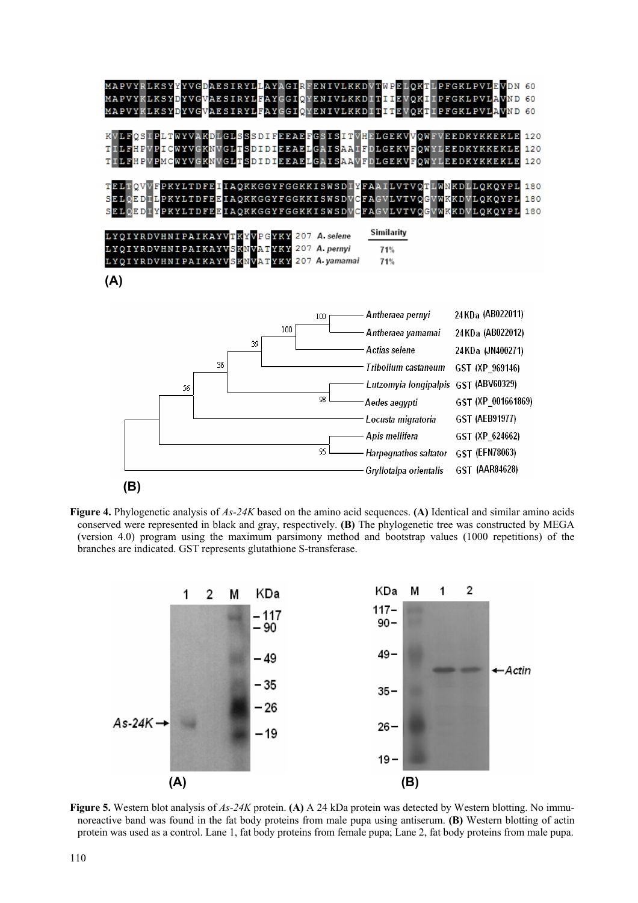**Figure 4.** Phylogenetic analysis of *As-24K* based on the amino acid sequences. **(A)** Identical and similar amino acids conserved were represented in black and gray, respectively. **(B)** The phylogenetic tree was constructed by MEGA (version 4.0) program using the maximum parsimony method and bootstrap values (1000 repetitions) of the branches are indicated. GST represents glutathione S-transferase.

**Figure 5.** Western blot analysis of *As-24K* protein. **(A)** A 24 kDa protein was detected by Western blotting. No immunoreactive band was found in the fat body proteins from male pupa using antiserum. **(B)** Western blotting of actin protein was used as a control. Lane 1, fat body proteins from female pupa; Lane 2, fat body proteins from male pupa.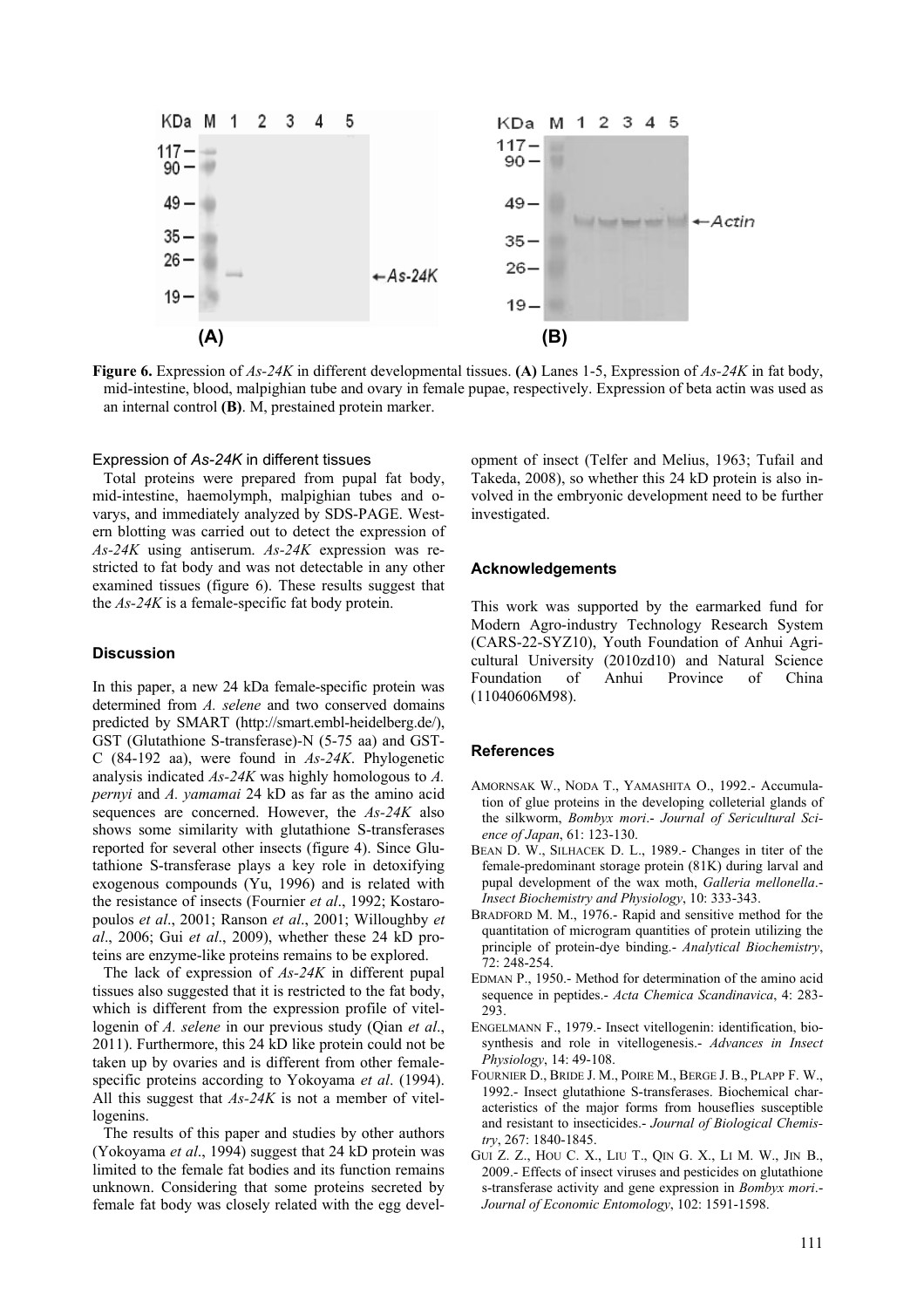Figure 6. Expression of *As-24K* in different developmental tissues. **(A)** Lanes 1-5, Expression of *As-24K* in fat body, mid-intestine, blood, malpighian tube and ovary in female pupae, respectively. Expression of beta actin was used as an internal control **(B)**. M, prestained protein marker.

### Expression of *As-24K* in different tissues

Total proteins were prepared from pupal fat body, mid-intestine, haemolymph, malpighian tubes and ovarys, and immediately analyzed by SDS-PAGE. Western blotting was carried out to detect the expression of *As-24K* using antiserum. *As-24K* expression was restricted to fat body and was not detectable in any other examined tissues (figure 6). These results suggest that the *As-24K* is a female-specific fat body protein.

## Discussion

In this paper, a new 24 kDa female-specific protein was determined from *A. selene* and two conserved domains predicted by SMART (http://smart.embl-heidelberg.de/), GST (Glutathione S-transferase)-N (5-75 aa) and GST-C (84-192 aa), were found in *As-24K*. Phylogenetic analysis indicated *As-24K* was highly homologous to *A. pernyi* and *A. yamamai* 24 kD as far as the amino acid sequences are concerned. However, the *As-24K* also shows some similarity with glutathione S-transferases reported for several other insects (figure 4). Since Glutathione S-transferase plays a key role in detoxifying exogenous compounds (Yu, 1996) and is related with the resistance of insects (Fournier *et al*., 1992; Kostaropoulos *et al*., 2001; Ranson *et al*., 2001; Willoughby *et al*., 2006; Gui *et al*., 2009), whether these 24 kD proteins are enzyme-like proteins remains to be explored.

The lack of expression of *As-24K* in different pupal tissues also suggested that it is restricted to the fat body, which is different from the expression profile of vitellogenin of *A. selene* in our previous study (Qian *et al*., 2011). Furthermore, this 24 kD like protein could not be taken up by ovaries and is different from other female-specific proteins according to Yokoyama *et al*. (1994). All this suggest that *As-24K* is not a member of vitellogenins.

The results of this paper and studies by other authors (Yokoyama *et al*., 1994) suggest that 24 kD protein was limited to the female fat bodies and its function remains unknown. Considering that some proteins secreted by female fat body was closely related with the egg development of insect (Telfer and Melius, 1963; Tufail and Takeda, 2008), so whether this 24 kD protein is also involved in the embryonic development need to be further investigated.

## Acknowledgements

This work was supported by the earmarked fund for Modern Agro-industry Technology Research System (CARS-22-SYZ10), Youth Foundation of Anhui Agricultural University (2010zd10) and Natural Science Foundation of Anhui Province of China (11040606M98).

## References

AMORNSAK W., NODA T., YAMASHITA O., 1992.- Accumulation of glue proteins in the developing colleterial glands of the silkworm, *Bombyx mori*.- *Journal of Sericultural Science of Japan*, 61: 123-130.

BEAN D. W., SILHACEK D. L., 1989.- Changes in titer of the female-predominant storage protein (81K) during larval and pupal development of the wax moth, *Galleria mellonella*.- *Insect Biochemistry and Physiology*, 10: 333-343.

BRADFORD M. M., 1976.- Rapid and sensitive method for the quantitation of microgram quantities of protein utilizing the principle of protein-dye binding.- *Analytical Biochemistry*, 72: 248-254.

EDMAN P., 1950.- Method for determination of the amino acid sequence in peptides.- *Acta Chemica Scandinavica*, 4: 283-293.

ENGELMANN F., 1979.- Insect vitellogenin: identification, biosynthesis and role in vitellogenesis.- *Advances in Insect Physiology*, 14: 49-108.

FOURNIER D., BRIDE J. M., POIRE M., BERGE J. B., PLAPP F. W., 1992.- Insect glutathione S-transferases. Biochemical characteristics of the major forms from houseflies susceptible and resistant to insecticides.- *Journal of Biological Chemistry*, 267: 1840-1845.

GUI Z. Z., HOU C. X., LIU T., QIN G. X., LI M. W., JIN B., 2009.- Effects of insect viruses and pesticides on glutathione s-transferase activity and gene expression in *Bombyx mori*.- *Journal of Economic Entomology*, 102: 1591-1598.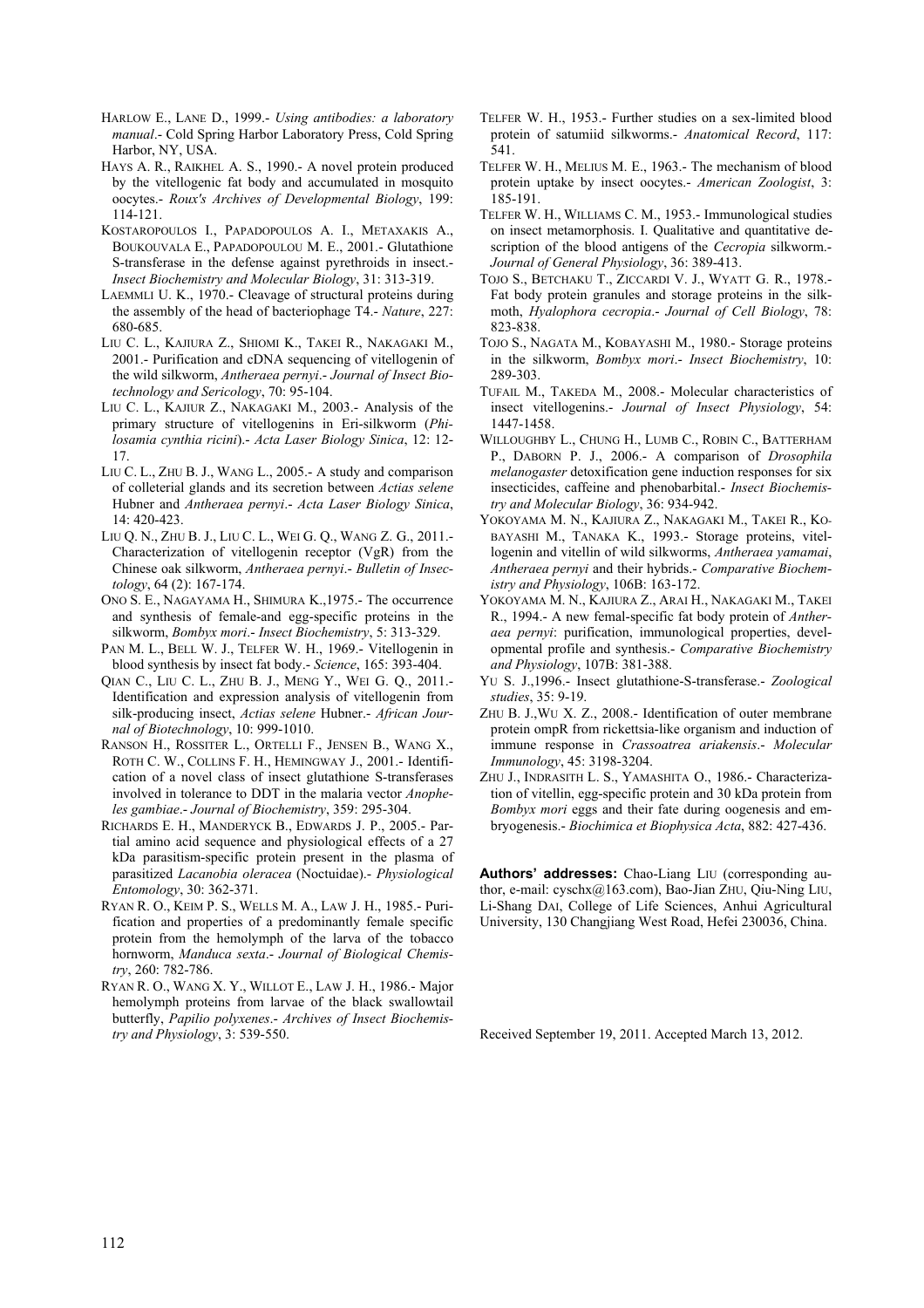HARLOW E., LANE D., 1999.- *Using antibodies: a laboratory manual*.- Cold Spring Harbor Laboratory Press, Cold Spring Harbor, NY, USA.

HAYS A. R., RAIKHEL A. S., 1990.- A novel protein produced by the vitellogenic fat body and accumulated in mosquito oocytes.- *Roux's Archives of Developmental Biology*, 199: 114-121.

KOSTAROPOULOS I., PAPADOPOULOS A. I., METAXAKIS A., BOUKOUVALA E., PAPADOPOULOU M. E., 2001.- Glutathione S-transferase in the defense against pyrethroids in insect.- *Insect Biochemistry and Molecular Biology*, 31: 313-319.

LAEMMLI U. K., 1970.- Cleavage of structural proteins during the assembly of the head of bacteriophage T4.- *Nature*, 227: 680-685.

LIU C. L., KAJIURA Z., SHIOMI K., TAKEI R., NAKAGAKI M., 2001.- Purification and cDNA sequencing of vitellogenin of the wild silkworm, *Antheraea pernyi*.- *Journal of Insect Biotechnology and Sericology*, 70: 95-104.

LIU C. L., KAJIUR Z., NAKAGAKI M., 2003.- Analysis of the primary structure of vitellogenins in Eri-silkworm (*Philosamia cynthia ricini*).- *Acta Laser Biology Sinica*, 12: 12-17.

LIU C. L., ZHU B. J., WANG L., 2005.- A study and comparison of colleterial glands and its secretion between *Actias selene* Hubner and *Antheraea pernyi*.- *Acta Laser Biology Sinica*, 14: 420-423.

LIU Q. N., ZHU B. J., LIU C. L., WEI G. Q., WANG Z. G., 2011.- Characterization of vitellogenin receptor (VgR) from the Chinese oak silkworm, *Antheraea pernyi*.- *Bulletin of Insectology*, 64 (2): 167-174.

ONO S. E., NAGAYAMA H., SHIMURA K.,1975.- The occurrence and synthesis of female-and egg-specific proteins in the silkworm, *Bombyx mori*.- *Insect Biochemistry*, 5: 313-329.

PAN M. L., BELL W. J., TELFER W. H., 1969.- Vitellogenin in blood synthesis by insect fat body.- *Science*, 165: 393-404.

QIAN C., LIU C. L., ZHU B. J., MENG Y., WEI G. Q., 2011.- Identification and expression analysis of vitellogenin from silk-producing insect, *Actias selene* Hubner.- *African Journal of Biotechnology*, 10: 999-1010.

RANSON H., ROSSITER L., ORTELLI F., JENSEN B., WANG X., ROTH C. W., COLLINS F. H., HEMINGWAY J., 2001.- Identification of a novel class of insect glutathione S-transferases involved in tolerance to DDT in the malaria vector *Anopheles gambiae*.- *Journal of Biochemistry*, 359: 295-304.

RICHARDS E. H., MANDERYCK B., EDWARDS J. P., 2005.- Partial amino acid sequence and physiological effects of a 27 kDa parasitism-specific protein present in the plasma of parasitized *Lacanobia oleracea* (Noctuidae).- *Physiological Entomology*, 30: 362-371.

RYAN R. O., KEIM P. S., WELLS M. A., LAW J. H., 1985.- Purification and properties of a predominantly female specific protein from the hemolymph of the larva of the tobacco hornworm, *Manduca sexta*.- *Journal of Biological Chemistry*, 260: 782-786.

RYAN R. O., WANG X. Y., WILLOT E., LAW J. H., 1986.- Major hemolymph proteins from larvae of the black swallowtail butterfly, *Papilio polyxenes*.- *Archives of Insect Biochemistry and Physiology*, 3: 539-550.

TELFER W. H., 1953.- Further studies on a sex-limited blood protein of satumiid silkworms.- *Anatomical Record*, 117: 541.

TELFER W. H., MELIUS M. E., 1963.- The mechanism of blood protein uptake by insect oocytes.- *American Zoologist*, 3: 185-191.

TELFER W. H., WILLIAMS C. M., 1953.- Immunological studies on insect metamorphosis. I. Qualitative and quantitative description of the blood antigens of the *Cecropia* silkworm.- *Journal of General Physiology*, 36: 389-413.

TOJO S., BETCHAKU T., ZICCARDI V. J., WYATT G. R., 1978.- Fat body protein granules and storage proteins in the silkmoth, *Hyalophora cecropia*.- *Journal of Cell Biology*, 78: 823-838.

TOJO S., NAGATA M., KOBAYASHI M., 1980.- Storage proteins in the silkworm, *Bombyx mori*.- *Insect Biochemistry*, 10: 289-303.

TUFAIL M., TAKEDA M., 2008.- Molecular characteristics of insect vitellogenins.- *Journal of Insect Physiology*, 54: 1447-1458.

WILLOUGHBY L., CHUNG H., LUMB C., ROBIN C., BATTERHAM P., DABORN P. J., 2006.- A comparison of *Drosophila melanogaster* detoxification gene induction responses for six insecticides, caffeine and phenobarbital.- *Insect Biochemistry and Molecular Biology*, 36: 934-942.

YOKOYAMA M. N., KAJIURA Z., NAKAGAKI M., TAKEI R., KOBAYASHI M., TANAKA K., 1993.- Storage proteins, vitellogenin and vitellin of wild silkworms, *Antheraea yamamai*, *Antheraea pernyi* and their hybrids.- *Comparative Biochemistry and Physiology*, 106B: 163-172.

YOKOYAMA M. N., KAJIURA Z., ARAI H., NAKAGAKI M., TAKEI R., 1994.- A new femal-specific fat body protein of *Antheraea pernyi*: purification, immunological properties, developmental profile and synthesis.- *Comparative Biochemistry and Physiology*, 107B: 381-388.

YU S. J.,1996.- Insect glutathione-S-transferase.- *Zoological studies*, 35: 9-19.

ZHU B. J.,WU X. Z., 2008.- Identification of outer membrane protein ompR from rickettsia-like organism and induction of immune response in *Crassoatrea ariakensis*.- *Molecular Immunology*, 45: 3198-3204.

ZHU J., INDRASITH L. S., YAMASHITA O., 1986.- Characterization of vitellin, egg-specific protein and 30 kDa protein from *Bombyx mori* eggs and their fate during oogenesis and embryogenesis.- *Biochimica et Biophysica Acta*, 882: 427-436.

**Authors' addresses:** Chao-Liang LIU (corresponding author, e-mail: cyschx@163.com), Bao-Jian ZHU, Qiu-Ning LIU, Li-Shang DAI, College of Life Sciences, Anhui Agricultural University, 130 Changjiang West Road, Hefei 230036, China.

Received September 19, 2011. Accepted March 13, 2012.